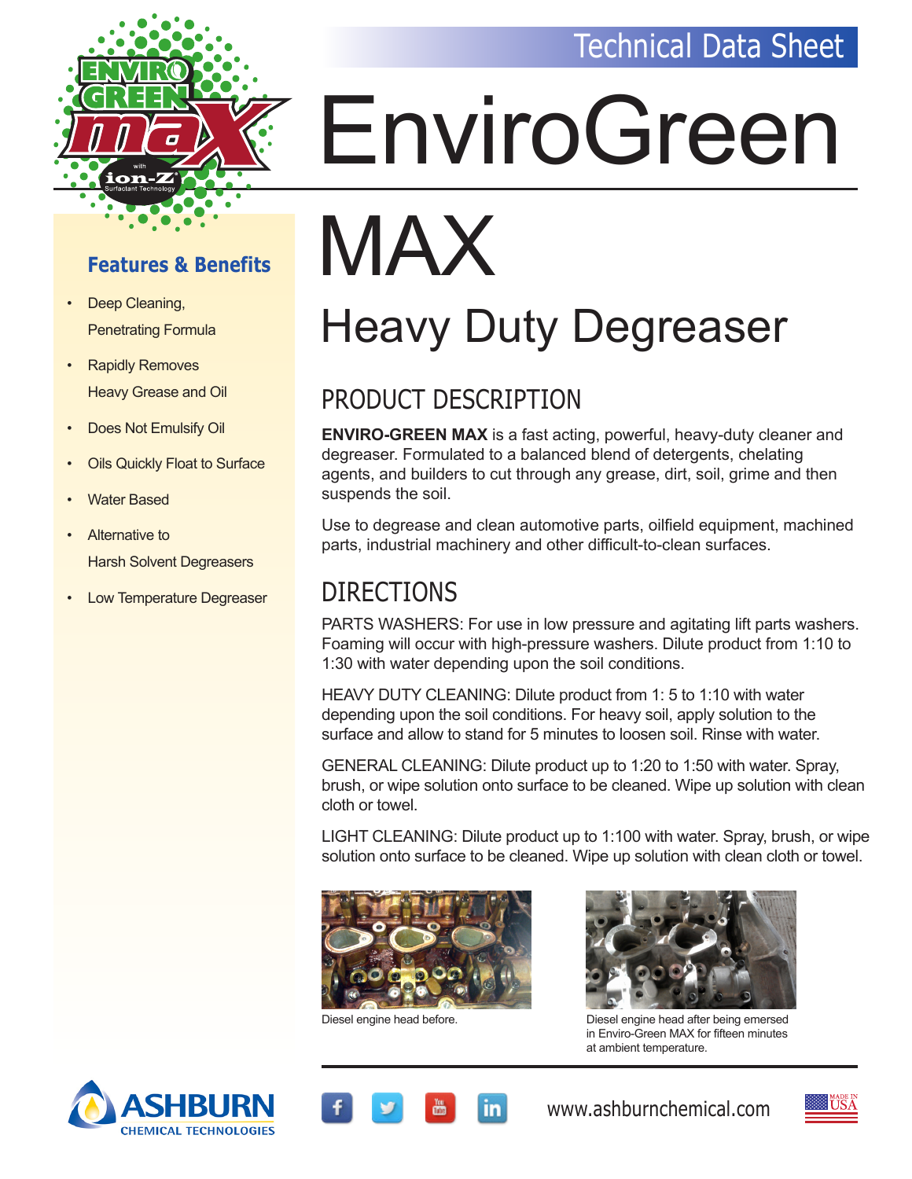Technical Data Sheet

# EnviroGreen MAX

## Heavy Duty Degreaser

### Features & Benefits

- Deep Cleaning, Penetrating Formula
- Rapidly Removes Heavy Grease and Oil
- Does Not Emulsify Oil
- Oils Quickly Float to Surface
- Water Based
- Alternative to Harsh Solvent Degreasers
- Low Temperature Degreaser

## PRODUCT DESCRIPTION

**ENVIRO-GREEN MAX** is a fast acting, powerful, heavy-duty cleaner and degreaser. Formulated to a balanced blend of detergents, chelating agents, and builders to cut through any grease, dirt, soil, grime and then suspends the soil.

Use to degrease and clean automotive parts, oilfield equipment, machined parts, industrial machinery and other difficult-to-clean surfaces.

## DIRECTIONS

PARTS WASHERS: For use in low pressure and agitating lift parts washers. Foaming will occur with high-pressure washers. Dilute product from 1:10 to 1:30 with water depending upon the soil conditions.

HEAVY DUTY CLEANING: Dilute product from 1: 5 to 1:10 with water depending upon the soil conditions. For heavy soil, apply solution to the surface and allow to stand for 5 minutes to loosen soil. Rinse with water.

GENERAL CLEANING: Dilute product up to 1:20 to 1:50 with water. Spray, brush, or wipe solution onto surface to be cleaned. Wipe up solution with clean cloth or towel.

LIGHT CLEANING: Dilute product up to 1:100 with water. Spray, brush, or wipe solution onto surface to be cleaned. Wipe up solution with clean cloth or towel.

Diesel engine head before.

Diesel engine head after being emersed in Enviro-Green MAX for fifteen minutes at ambient temperature.

ASHBURN CHEMICAL TECHNOLOGIES

www.ashburnchemical.com

MADE IN USA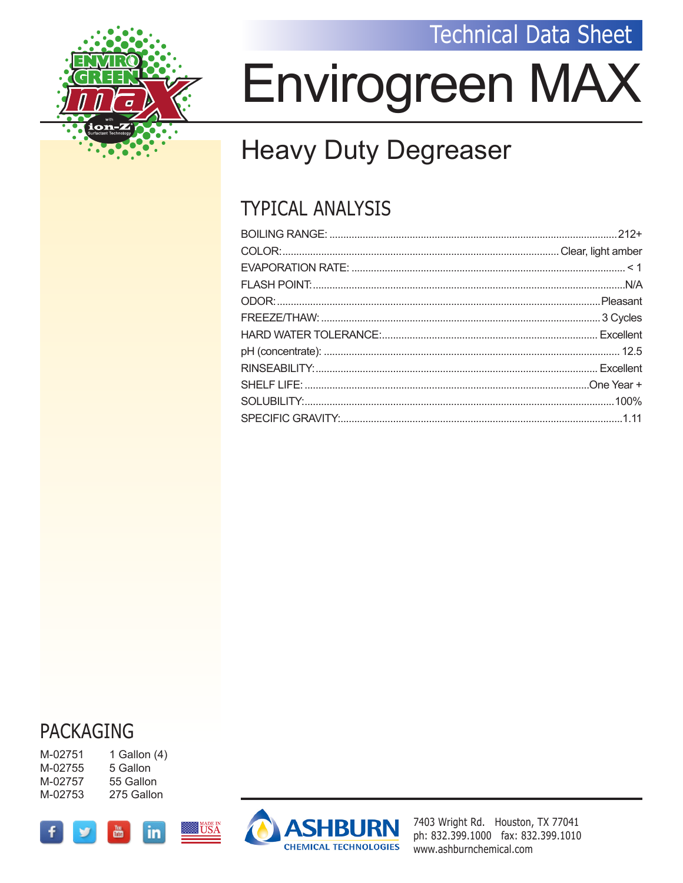Technical Data Sheet

# Envirogreen MAX

## Heavy Duty Degreaser

## TYPICAL ANALYSIS

| | |
|---|---|
| BOILING RANGE: | 212+ |
| COLOR: | Clear, light amber |
| EVAPORATION RATE: | < 1 |
| FLASH POINT: | N/A |
| ODOR: | Pleasant |
| FREEZE/THAW: | 3 Cycles |
| HARD WATER TOLERANCE: | Excellent |
| pH (concentrate): | 12.5 |
| RINSEABILITY: | Excellent |
| SHELF LIFE: | One Year + |
| SOLUBILITY: | 100% |
| SPECIFIC GRAVITY: | 1.11 |

## PACKAGING

| | |
|---|---|
| M-02751 | 1 Gallon (4) |
| M-02755 | 5 Gallon |
| M-02757 | 55 Gallon |
| M-02753 | 275 Gallon |

MADE IN USA

ASHBURN CHEMICAL TECHNOLOGIES

7403 Wright Rd. Houston, TX 77041
ph: 832.399.1000 fax: 832.399.1010
www.ashburnchemical.com